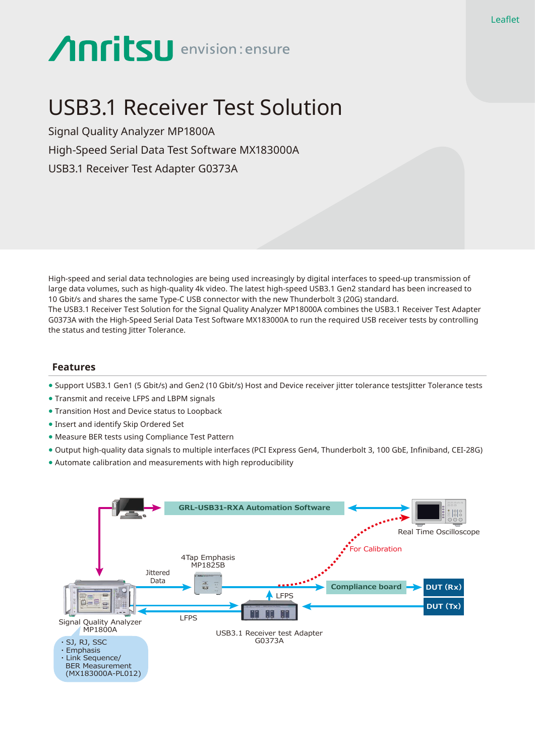Leaflet

Anritsu envision : ensure

# USB3.1 Receiver Test Solution

Signal Quality Analyzer MP1800A

High-Speed Serial Data Test Software MX183000A

USB3.1 Receiver Test Adapter G0373A

High-speed and serial data technologies are being used increasingly by digital interfaces to speed-up transmission of large data volumes, such as high-quality 4k video. The latest high-speed USB3.1 Gen2 standard has been increased to 10 Gbit/s and shares the same Type-C USB connector with the new Thunderbolt 3 (20G) standard.
The USB3.1 Receiver Test Solution for the Signal Quality Analyzer MP18000A combines the USB3.1 Receiver Test Adapter G0373A with the High-Speed Serial Data Test Software MX183000A to run the required USB receiver tests by controlling the status and testing Jitter Tolerance.

## Features

- Support USB3.1 Gen1 (5 Gbit/s) and Gen2 (10 Gbit/s) Host and Device receiver jitter tolerance testsJitter Tolerance tests
- Transmit and receive LFPS and LBPM signals
- Transition Host and Device status to Loopback
- Insert and identify Skip Ordered Set
- Measure BER tests using Compliance Test Pattern
- Output high-quality data signals to multiple interfaces (PCI Express Gen4, Thunderbolt 3, 100 GbE, Infiniband, CEI-28G)
- Automate calibration and measurements with high reproducibility

GRL-USB31-RXA Automation Software

Real Time Oscilloscope

For Calibration

4Tap Emphasis MP1825B

Jittered Data

Compliance board

DUT (Rx)

DUT (Tx)

LFPS

LFPS

Signal Quality Analyzer MP1800A

USB3.1 Receiver test Adapter G0373A

- SJ, RJ, SSC
- Emphasis
- Link Sequence/ BER Measurement (MX183000A-PL012)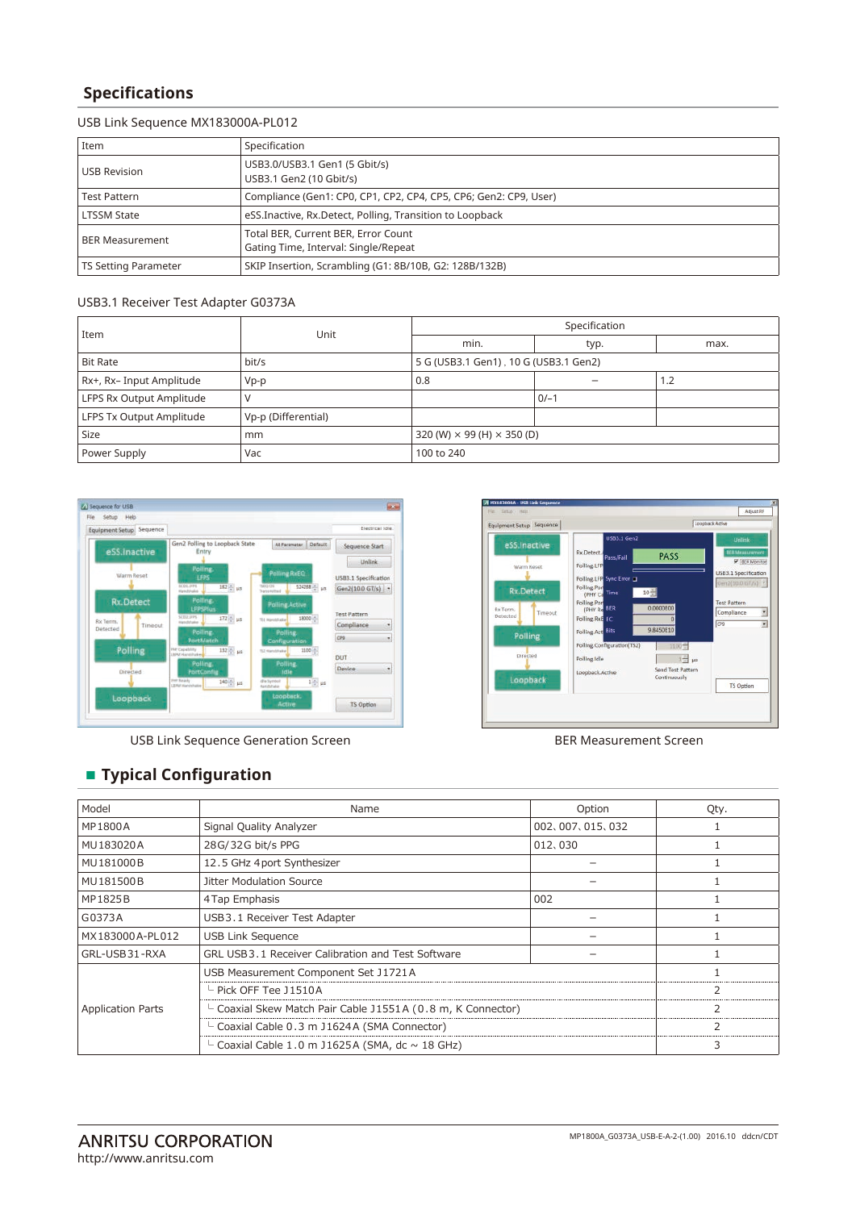## Specifications

USB Link Sequence MX183000A-PL012

| Item | Specification |
|---|---|
| USB Revision | USB3.0/USB3.1 Gen1 (5 Gbit/s)<br>USB3.1 Gen2 (10 Gbit/s) |
| Test Pattern | Compliance (Gen1: CP0, CP1, CP2, CP4, CP5, CP6; Gen2: CP9, User) |
| LTSSM State | eSS.Inactive, Rx.Detect, Polling, Transition to Loopback |
| BER Measurement | Total BER, Current BER, Error Count<br>Gating Time, Interval: Single/Repeat |
| TS Setting Parameter | SKIP Insertion, Scrambling (G1: 8B/10B, G2: 128B/132B) |

USB3.1 Receiver Test Adapter G0373A

| Item | Unit | Specification | | |
|---|---|---|---|---|
| | | min. | typ. | max. |
| Bit Rate | bit/s | 5 G (USB3.1 Gen1) , 10 G (USB3.1 Gen2) | | |
| Rx+, Rx– Input Amplitude | Vp-p | 0.8 | – | 1.2 |
| LFPS Rx Output Amplitude | V | | 0/–1 | |
| LFPS Tx Output Amplitude | Vp-p (Differential) | | | |
| Size | mm | 320 (W) × 99 (H) × 350 (D) | | |
| Power Supply | Vac | 100 to 240 | | |

USB Link Sequence Generation Screen

BER Measurement Screen

## Typical Configuration

| Model | Name | Option | Qty. |
|---|---|---|---|
| MP1800A | Signal Quality Analyzer | 002, 007, 015, 032 | 1 |
| MU183020A | 28G/32G bit/s PPG | 012, 030 | 1 |
| MU181000B | 12.5 GHz 4port Synthesizer | – | 1 |
| MU181500B | Jitter Modulation Source | – | 1 |
| MP1825B | 4Tap Emphasis | 002 | 1 |
| G0373A | USB3.1 Receiver Test Adapter | – | 1 |
| MX183000A-PL012 | USB Link Sequence | – | 1 |
| GRL-USB31-RXA | GRL USB3.1 Receiver Calibration and Test Software | – | 1 |
| Application Parts | USB Measurement Component Set J1721A | | 1 |
| | └ Pick OFF Tee J1510A | | 2 |
| | └ Coaxial Skew Match Pair Cable J1551A (0.8 m, K Connector) | | 2 |
| | └ Coaxial Cable 0.3 m J1624A (SMA Connector) | | 2 |
| | └ Coaxial Cable 1.0 m J1625A (SMA, dc ~ 18 GHz) | | 3 |

ANRITSU CORPORATION
http://www.anritsu.com

MP1800A_G0373A_USB-E-A-2-(1.00) 2016.10 ddcn/CDT